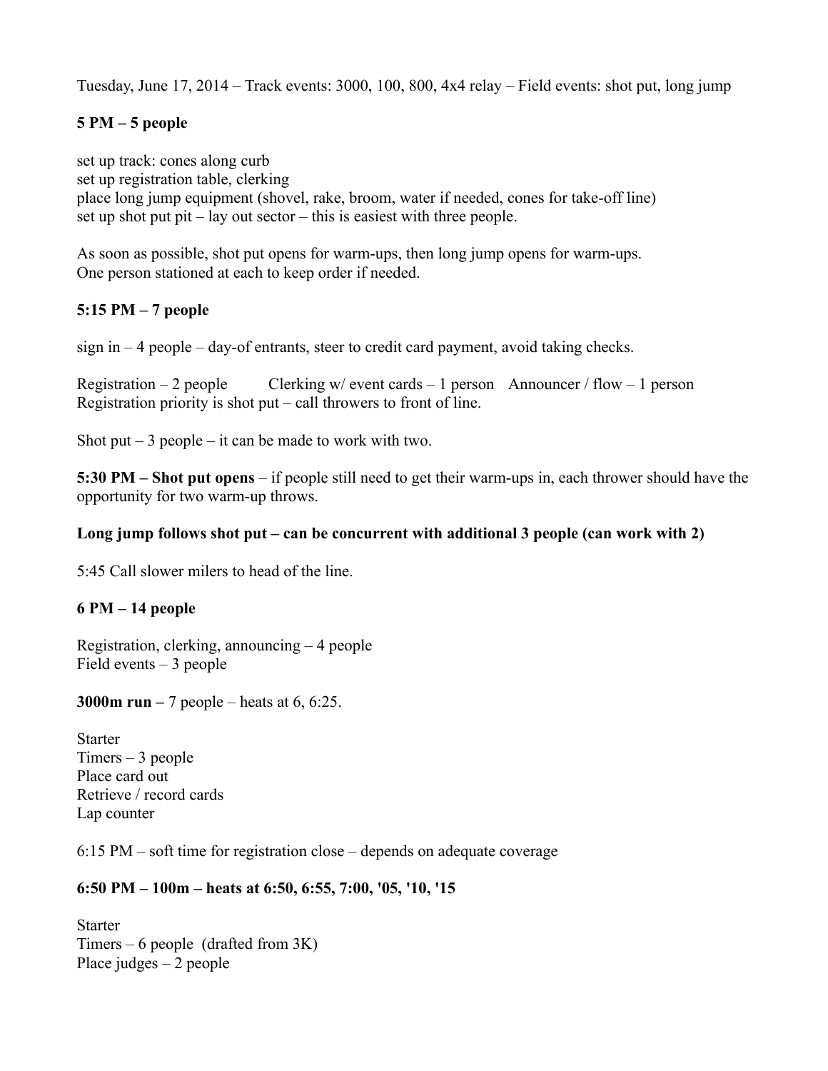Tuesday, June 17, 2014 – Track events: 3000, 100, 800, 4x4 relay – Field events: shot put, long jump

**5 PM – 5 people**

set up track: cones along curb
set up registration table, clerking
place long jump equipment (shovel, rake, broom, water if needed, cones for take-off line)
set up shot put pit – lay out sector – this is easiest with three people.

As soon as possible, shot put opens for warm-ups, then long jump opens for warm-ups.
One person stationed at each to keep order if needed.

**5:15 PM – 7 people**

sign in – 4 people – day-of entrants, steer to credit card payment, avoid taking checks.

Registration – 2 people    Clerking w/ event cards – 1 person    Announcer / flow – 1 person
Registration priority is shot put – call throwers to front of line.

Shot put – 3 people – it can be made to work with two.

**5:30 PM – Shot put opens** – if people still need to get their warm-ups in, each thrower should have the opportunity for two warm-up throws.

**Long jump follows shot put – can be concurrent with additional 3 people (can work with 2)**

5:45 Call slower milers to head of the line.

**6 PM – 14 people**

Registration, clerking, announcing – 4 people
Field events – 3 people

**3000m run –** 7 people – heats at 6, 6:25.

Starter
Timers – 3 people
Place card out
Retrieve / record cards
Lap counter

6:15 PM – soft time for registration close – depends on adequate coverage

**6:50 PM – 100m – heats at 6:50, 6:55, 7:00, '05, '10, '15**

Starter
Timers – 6 people (drafted from 3K)
Place judges – 2 people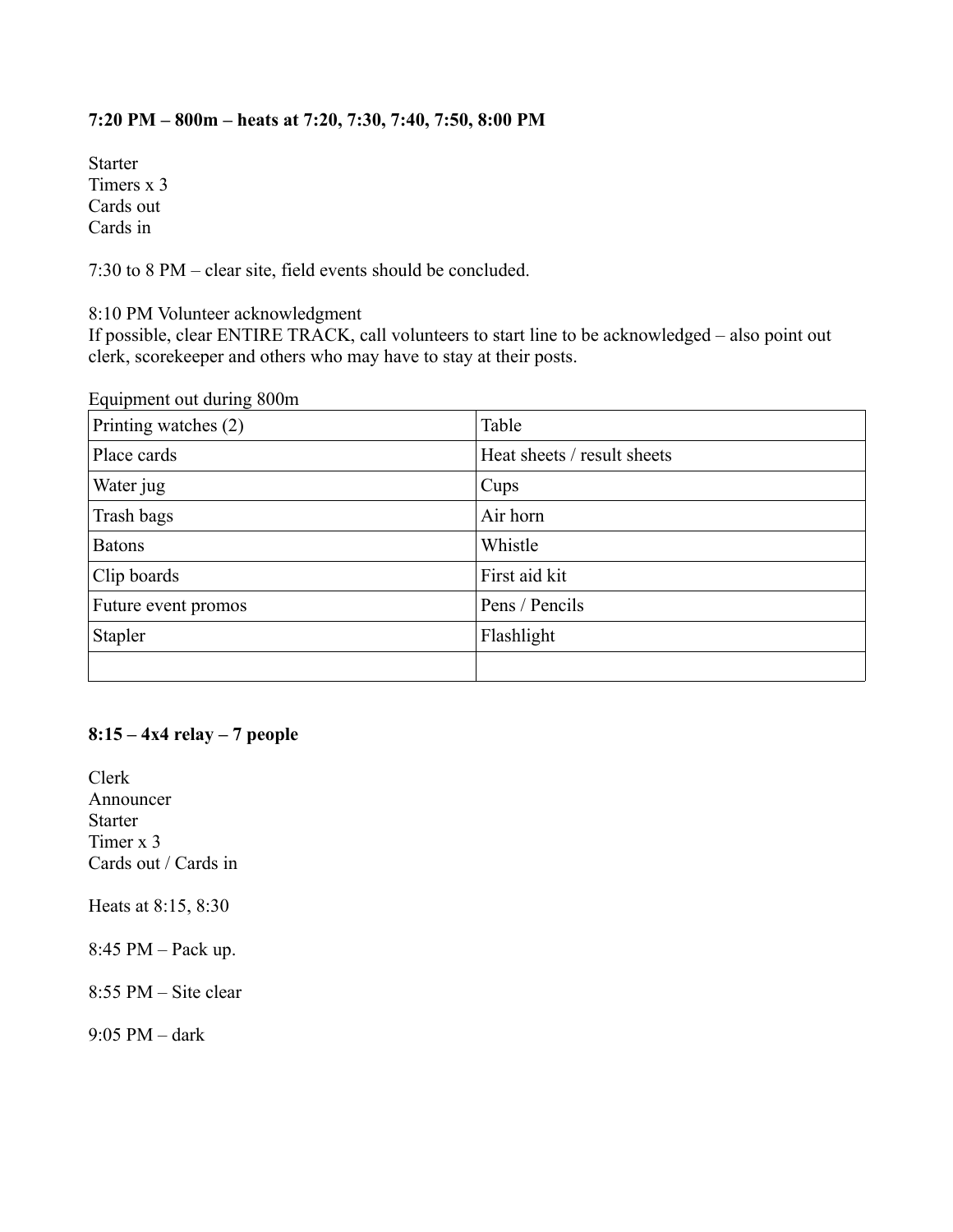**7:20 PM – 800m – heats at 7:20, 7:30, 7:40, 7:50, 8:00 PM**

Starter  
Timers x 3  
Cards out  
Cards in

7:30 to 8 PM – clear site, field events should be concluded.

8:10 PM Volunteer acknowledgment  
If possible, clear ENTIRE TRACK, call volunteers to start line to be acknowledged – also point out clerk, scorekeeper and others who may have to stay at their posts.

Equipment out during 800m

| | |
|---|---|
| Printing watches (2) | Table |
| Place cards | Heat sheets / result sheets |
| Water jug | Cups |
| Trash bags | Air horn |
| Batons | Whistle |
| Clip boards | First aid kit |
| Future event promos | Pens / Pencils |
| Stapler | Flashlight |
| | |

**8:15 – 4x4 relay – 7 people**

Clerk  
Announcer  
Starter  
Timer x 3  
Cards out / Cards in

Heats at 8:15, 8:30

8:45 PM – Pack up.

8:55 PM – Site clear

9:05 PM – dark